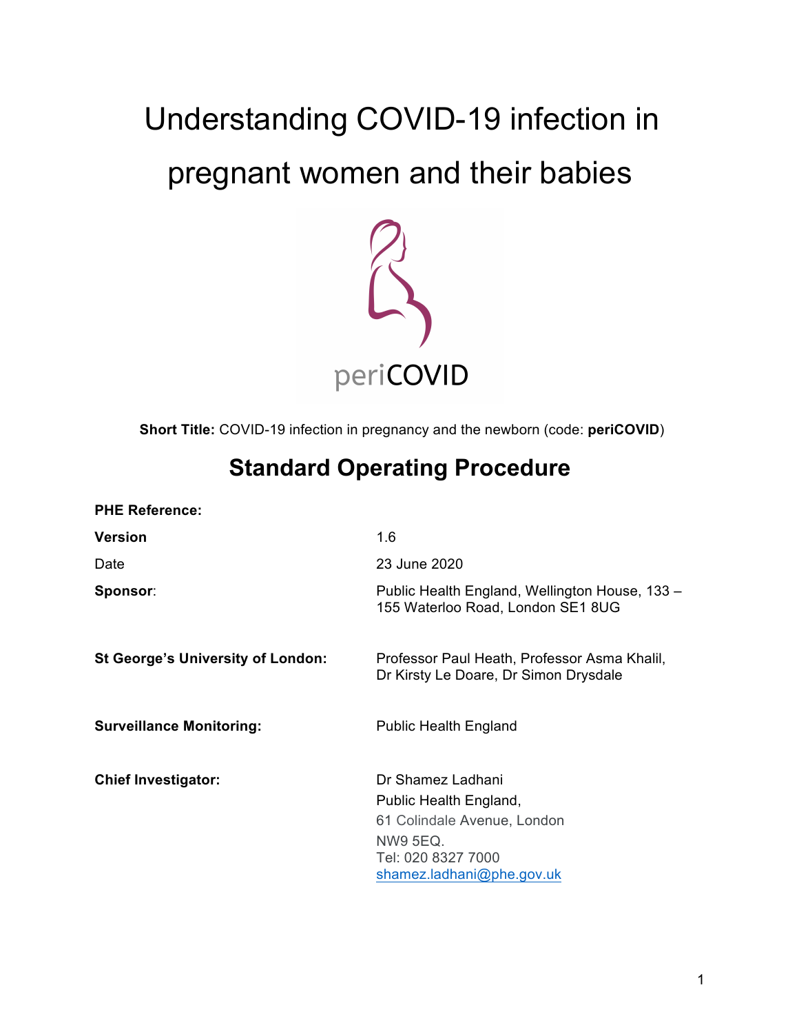# Understanding COVID-19 infection in pregnant women and their babies

periCOVID

**Short Title:** COVID-19 infection in pregnancy and the newborn (code: **periCOVID**)

## Standard Operating Procedure

| | |
|---|---|
| **PHE Reference:** | |
| **Version** | 1.6 |
| Date | 23 June 2020 |
| **Sponsor**: | Public Health England, Wellington House, 133 – 155 Waterloo Road, London SE1 8UG |
| **St George's University of London:** | Professor Paul Heath, Professor Asma Khalil, Dr Kirsty Le Doare, Dr Simon Drysdale |
| **Surveillance Monitoring:** | Public Health England |
| **Chief Investigator:** | Dr Shamez Ladhani<br>Public Health England,<br>61 Colindale Avenue, London<br>NW9 5EQ.<br>Tel: 020 8327 7000<br>shamez.ladhani@phe.gov.uk |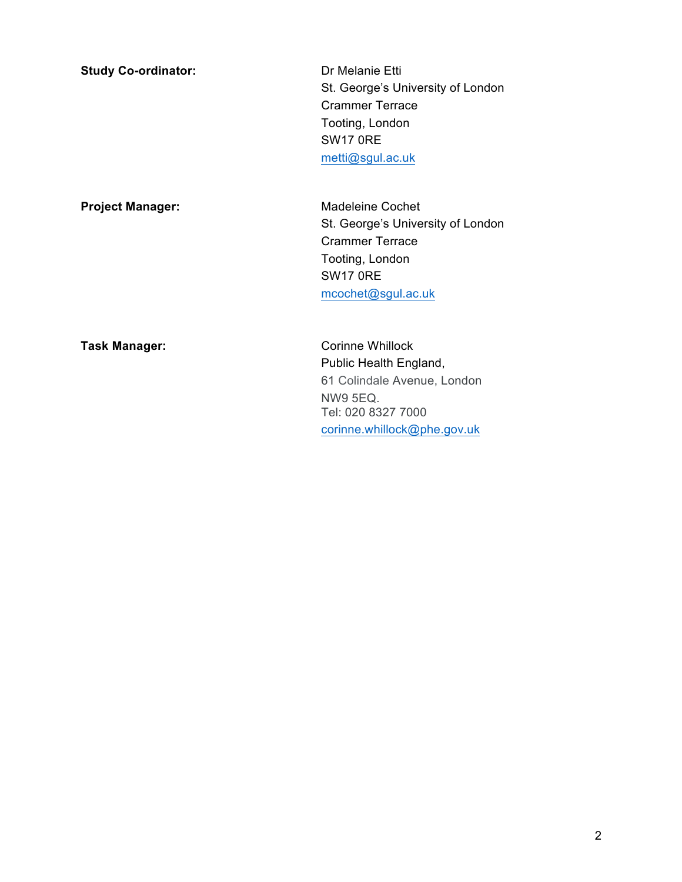**Study Co-ordinator:**

Dr Melanie Etti
St. George's University of London
Crammer Terrace
Tooting, London
SW17 0RE
metti@sgul.ac.uk

**Project Manager:**

Madeleine Cochet
St. George's University of London
Crammer Terrace
Tooting, London
SW17 0RE
mcochet@sgul.ac.uk

**Task Manager:**

Corinne Whillock
Public Health England,
61 Colindale Avenue, London
NW9 5EQ.
Tel: 020 8327 7000
corinne.whillock@phe.gov.uk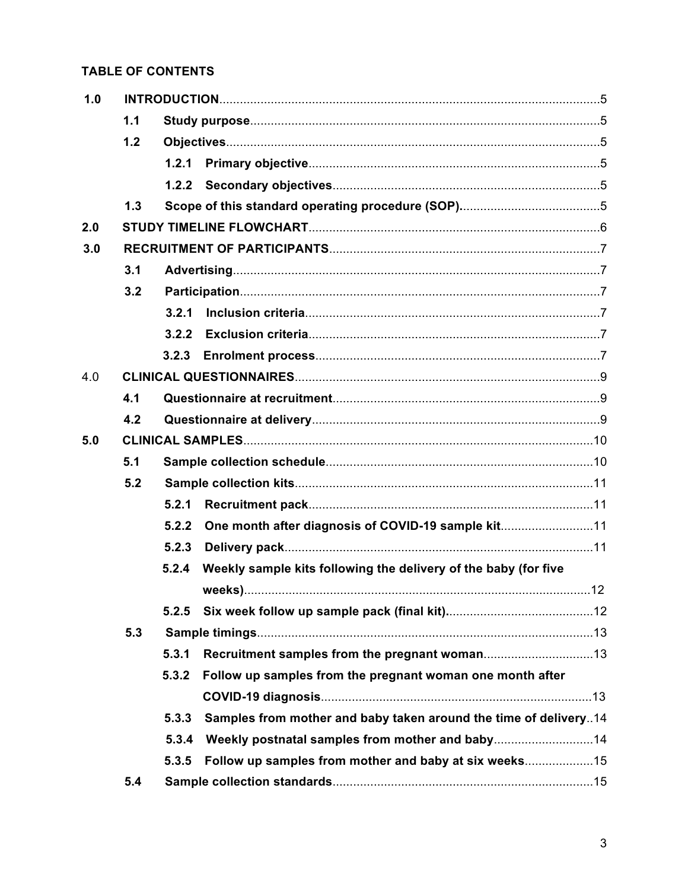**TABLE OF CONTENTS**

| | | | |
|---|---|---|---|
| **1.0** | **INTRODUCTION** | | 5 |
| | **1.1** | **Study purpose** | 5 |
| | **1.2** | **Objectives** | 5 |
| | | **1.2.1 Primary objective** | 5 |
| | | **1.2.2 Secondary objectives** | 5 |
| | **1.3** | **Scope of this standard operating procedure (SOP).** | 5 |
| **2.0** | **STUDY TIMELINE FLOWCHART** | | 6 |
| **3.0** | **RECRUITMENT OF PARTICIPANTS** | | 7 |
| | **3.1** | **Advertising** | 7 |
| | **3.2** | **Participation** | 7 |
| | | **3.2.1 Inclusion criteria** | 7 |
| | | **3.2.2 Exclusion criteria** | 7 |
| | | **3.2.3 Enrolment process** | 7 |
| 4.0 | **CLINICAL QUESTIONNAIRES** | | 9 |
| | **4.1** | **Questionnaire at recruitment** | 9 |
| | **4.2** | **Questionnaire at delivery** | 9 |
| **5.0** | **CLINICAL SAMPLES** | | 10 |
| | **5.1** | **Sample collection schedule** | 10 |
| | **5.2** | **Sample collection kits** | 11 |
| | | **5.2.1 Recruitment pack** | 11 |
| | | **5.2.2 One month after diagnosis of COVID-19 sample kit** | 11 |
| | | **5.2.3 Delivery pack** | 11 |
| | | **5.2.4 Weekly sample kits following the delivery of the baby (for five weeks)** | 12 |
| | | **5.2.5 Six week follow up sample pack (final kit).** | 12 |
| | **5.3** | **Sample timings** | 13 |
| | | **5.3.1 Recruitment samples from the pregnant woman** | 13 |
| | | **5.3.2 Follow up samples from the pregnant woman one month after COVID-19 diagnosis** | 13 |
| | | **5.3.3 Samples from mother and baby taken around the time of delivery** | 14 |
| | | **5.3.4 Weekly postnatal samples from mother and baby** | 14 |
| | | **5.3.5 Follow up samples from mother and baby at six weeks** | 15 |
| | **5.4** | **Sample collection standards** | 15 |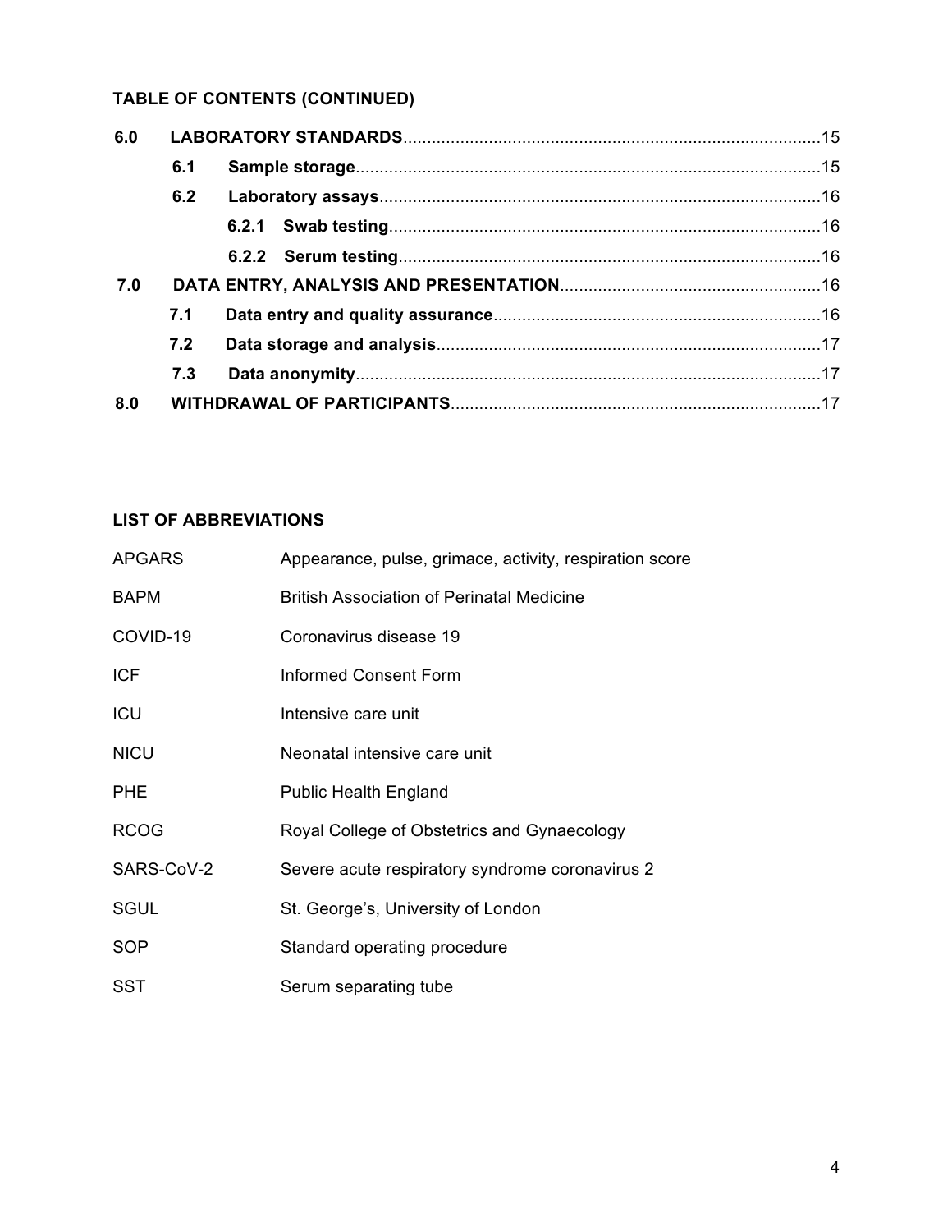**TABLE OF CONTENTS (CONTINUED)**

**6.0 LABORATORY STANDARDS**........................................................................................15

- **6.1 Sample storage**..................................................................................................15
- **6.2 Laboratory assays**............................................................................................16
  - **6.2.1 Swab testing**...........................................................................................16
  - **6.2.2 Serum testing**.........................................................................................16

**7.0 DATA ENTRY, ANALYSIS AND PRESENTATION**.......................................................16

- **7.1 Data entry and quality assurance**.....................................................................16
- **7.2 Data storage and analysis**.................................................................................17
- **7.3 Data anonymity**..................................................................................................17

**8.0 WITHDRAWAL OF PARTICIPANTS**..............................................................................17

**LIST OF ABBREVIATIONS**

| | |
|---|---|
| APGARS | Appearance, pulse, grimace, activity, respiration score |
| BAPM | British Association of Perinatal Medicine |
| COVID-19 | Coronavirus disease 19 |
| ICF | Informed Consent Form |
| ICU | Intensive care unit |
| NICU | Neonatal intensive care unit |
| PHE | Public Health England |
| RCOG | Royal College of Obstetrics and Gynaecology |
| SARS-CoV-2 | Severe acute respiratory syndrome coronavirus 2 |
| SGUL | St. George's, University of London |
| SOP | Standard operating procedure |
| SST | Serum separating tube |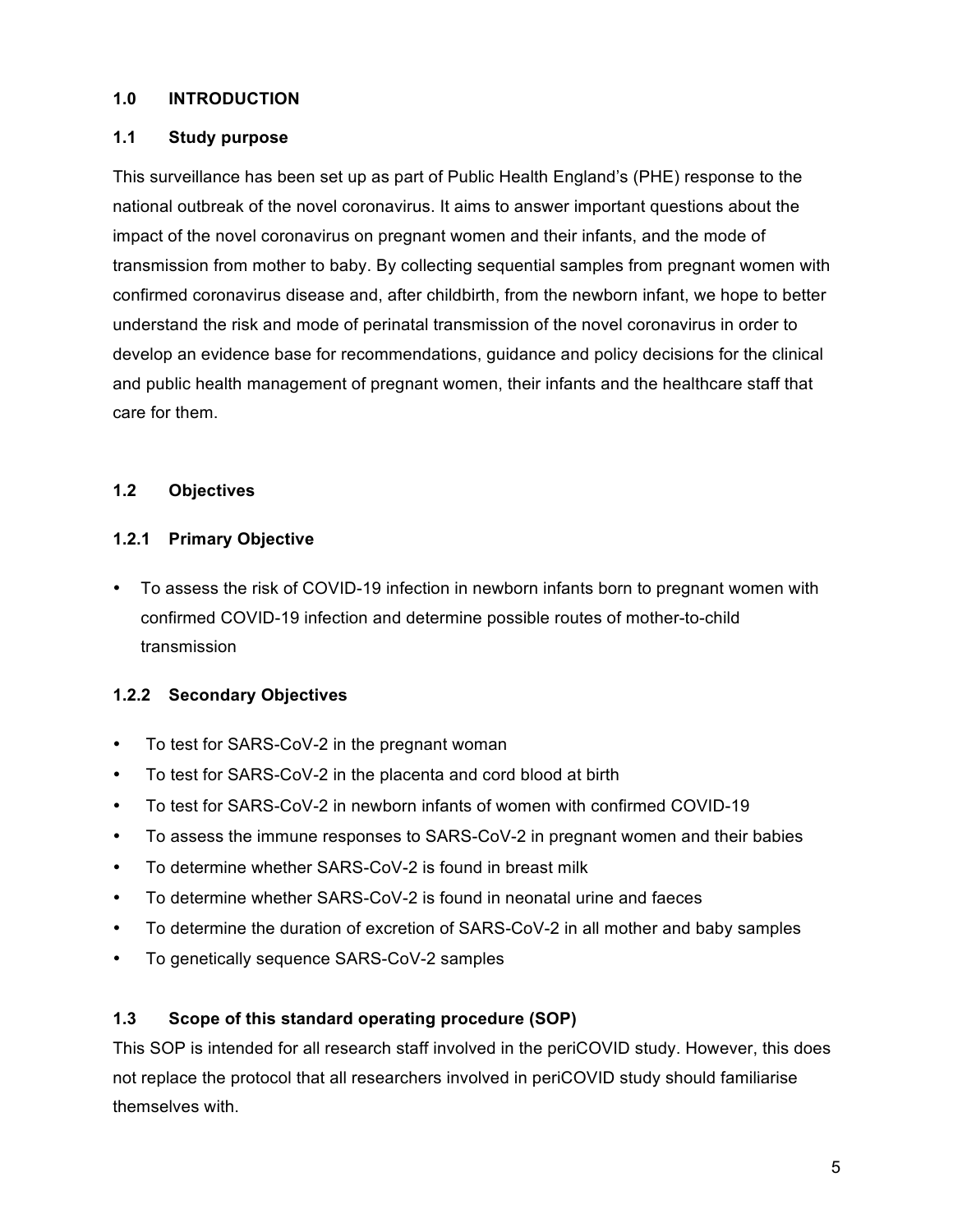# 1.0 INTRODUCTION

## 1.1 Study purpose

This surveillance has been set up as part of Public Health England's (PHE) response to the national outbreak of the novel coronavirus. It aims to answer important questions about the impact of the novel coronavirus on pregnant women and their infants, and the mode of transmission from mother to baby. By collecting sequential samples from pregnant women with confirmed coronavirus disease and, after childbirth, from the newborn infant, we hope to better understand the risk and mode of perinatal transmission of the novel coronavirus in order to develop an evidence base for recommendations, guidance and policy decisions for the clinical and public health management of pregnant women, their infants and the healthcare staff that care for them.

## 1.2 Objectives

### 1.2.1 Primary Objective

- To assess the risk of COVID-19 infection in newborn infants born to pregnant women with confirmed COVID-19 infection and determine possible routes of mother-to-child transmission

### 1.2.2 Secondary Objectives

- To test for SARS-CoV-2 in the pregnant woman
- To test for SARS-CoV-2 in the placenta and cord blood at birth
- To test for SARS-CoV-2 in newborn infants of women with confirmed COVID-19
- To assess the immune responses to SARS-CoV-2 in pregnant women and their babies
- To determine whether SARS-CoV-2 is found in breast milk
- To determine whether SARS-CoV-2 is found in neonatal urine and faeces
- To determine the duration of excretion of SARS-CoV-2 in all mother and baby samples
- To genetically sequence SARS-CoV-2 samples

## 1.3 Scope of this standard operating procedure (SOP)

This SOP is intended for all research staff involved in the periCOVID study. However, this does not replace the protocol that all researchers involved in periCOVID study should familiarise themselves with.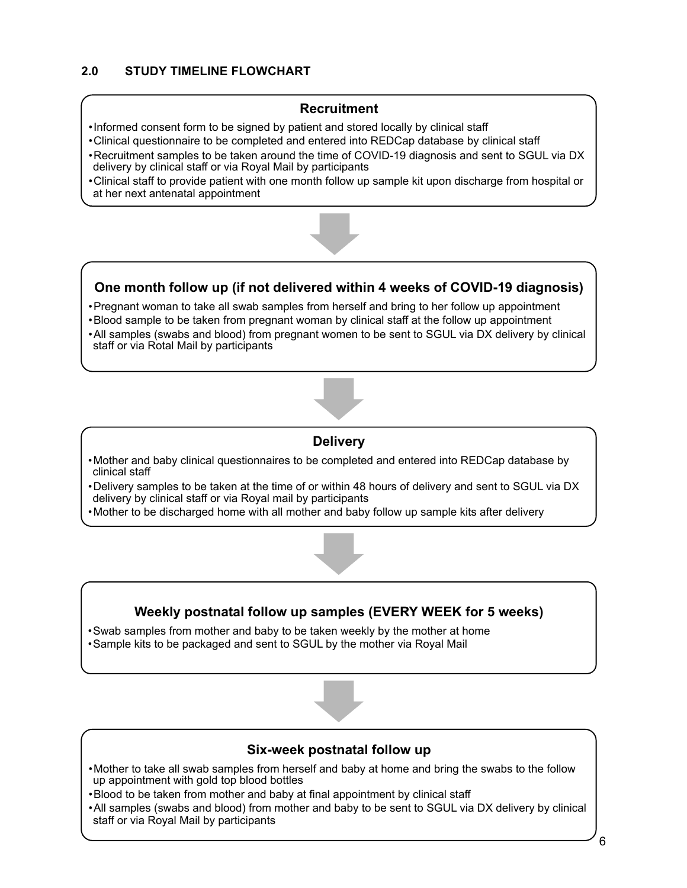## 2.0 STUDY TIMELINE FLOWCHART

### Recruitment

- Informed consent form to be signed by patient and stored locally by clinical staff
- Clinical questionnaire to be completed and entered into REDCap database by clinical staff
- Recruitment samples to be taken around the time of COVID-19 diagnosis and sent to SGUL via DX delivery by clinical staff or via Royal Mail by participants
- Clinical staff to provide patient with one month follow up sample kit upon discharge from hospital or at her next antenatal appointment

### One month follow up (if not delivered within 4 weeks of COVID-19 diagnosis)

- Pregnant woman to take all swab samples from herself and bring to her follow up appointment
- Blood sample to be taken from pregnant woman by clinical staff at the follow up appointment
- All samples (swabs and blood) from pregnant women to be sent to SGUL via DX delivery by clinical staff or via Rotal Mail by participants

### Delivery

- Mother and baby clinical questionnaires to be completed and entered into REDCap database by clinical staff
- Delivery samples to be taken at the time of or within 48 hours of delivery and sent to SGUL via DX delivery by clinical staff or via Royal mail by participants
- Mother to be discharged home with all mother and baby follow up sample kits after delivery

### Weekly postnatal follow up samples (EVERY WEEK for 5 weeks)

- Swab samples from mother and baby to be taken weekly by the mother at home
- Sample kits to be packaged and sent to SGUL by the mother via Royal Mail

### Six-week postnatal follow up

- Mother to take all swab samples from herself and baby at home and bring the swabs to the follow up appointment with gold top blood bottles
- Blood to be taken from mother and baby at final appointment by clinical staff
- All samples (swabs and blood) from mother and baby to be sent to SGUL via DX delivery by clinical staff or via Royal Mail by participants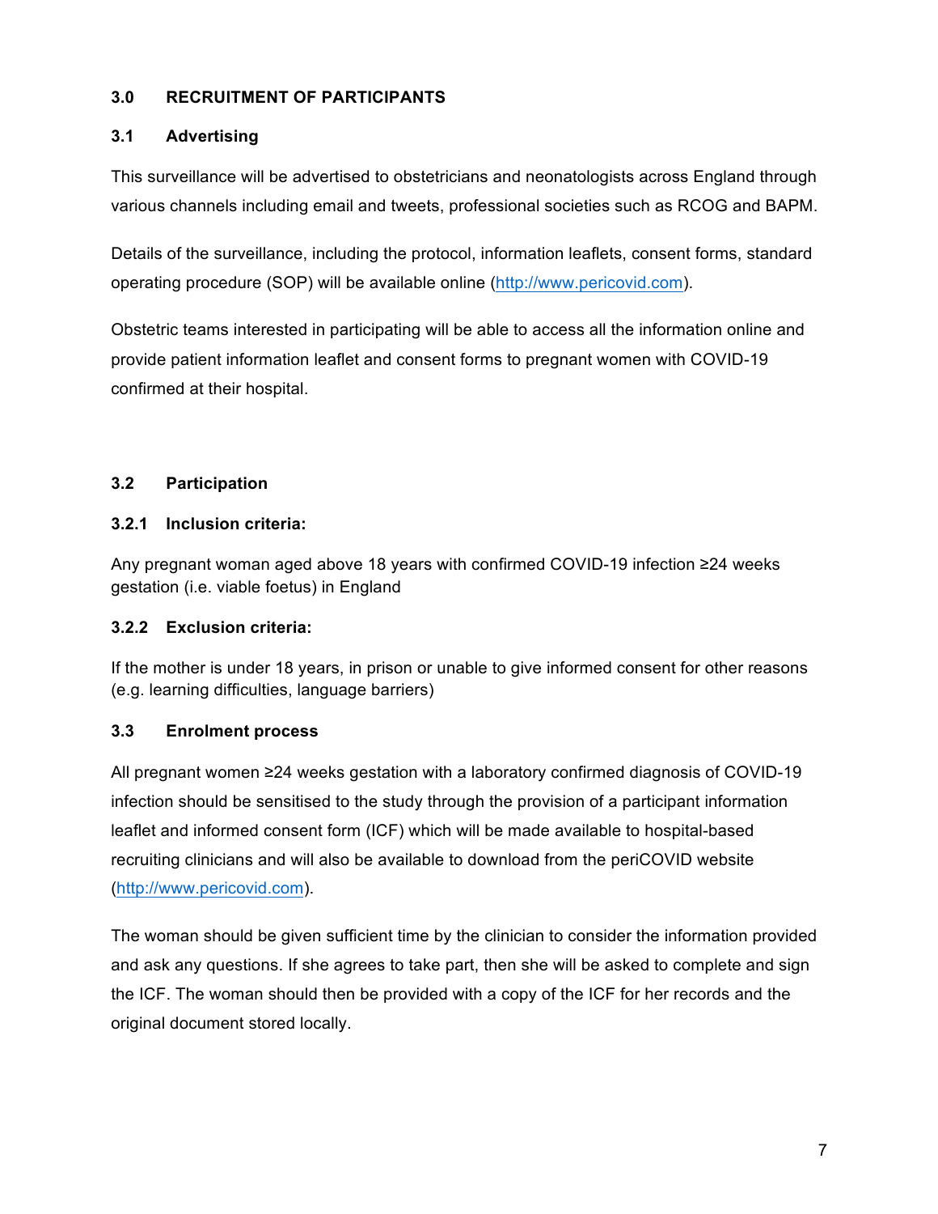## 3.0 RECRUITMENT OF PARTICIPANTS

### 3.1 Advertising

This surveillance will be advertised to obstetricians and neonatologists across England through various channels including email and tweets, professional societies such as RCOG and BAPM.

Details of the surveillance, including the protocol, information leaflets, consent forms, standard operating procedure (SOP) will be available online (http://www.pericovid.com).

Obstetric teams interested in participating will be able to access all the information online and provide patient information leaflet and consent forms to pregnant women with COVID-19 confirmed at their hospital.

### 3.2 Participation

#### 3.2.1 Inclusion criteria:

Any pregnant woman aged above 18 years with confirmed COVID-19 infection ≥24 weeks gestation (i.e. viable foetus) in England

#### 3.2.2 Exclusion criteria:

If the mother is under 18 years, in prison or unable to give informed consent for other reasons (e.g. learning difficulties, language barriers)

### 3.3 Enrolment process

All pregnant women ≥24 weeks gestation with a laboratory confirmed diagnosis of COVID-19 infection should be sensitised to the study through the provision of a participant information leaflet and informed consent form (ICF) which will be made available to hospital-based recruiting clinicians and will also be available to download from the periCOVID website (http://www.pericovid.com).

The woman should be given sufficient time by the clinician to consider the information provided and ask any questions. If she agrees to take part, then she will be asked to complete and sign the ICF. The woman should then be provided with a copy of the ICF for her records and the original document stored locally.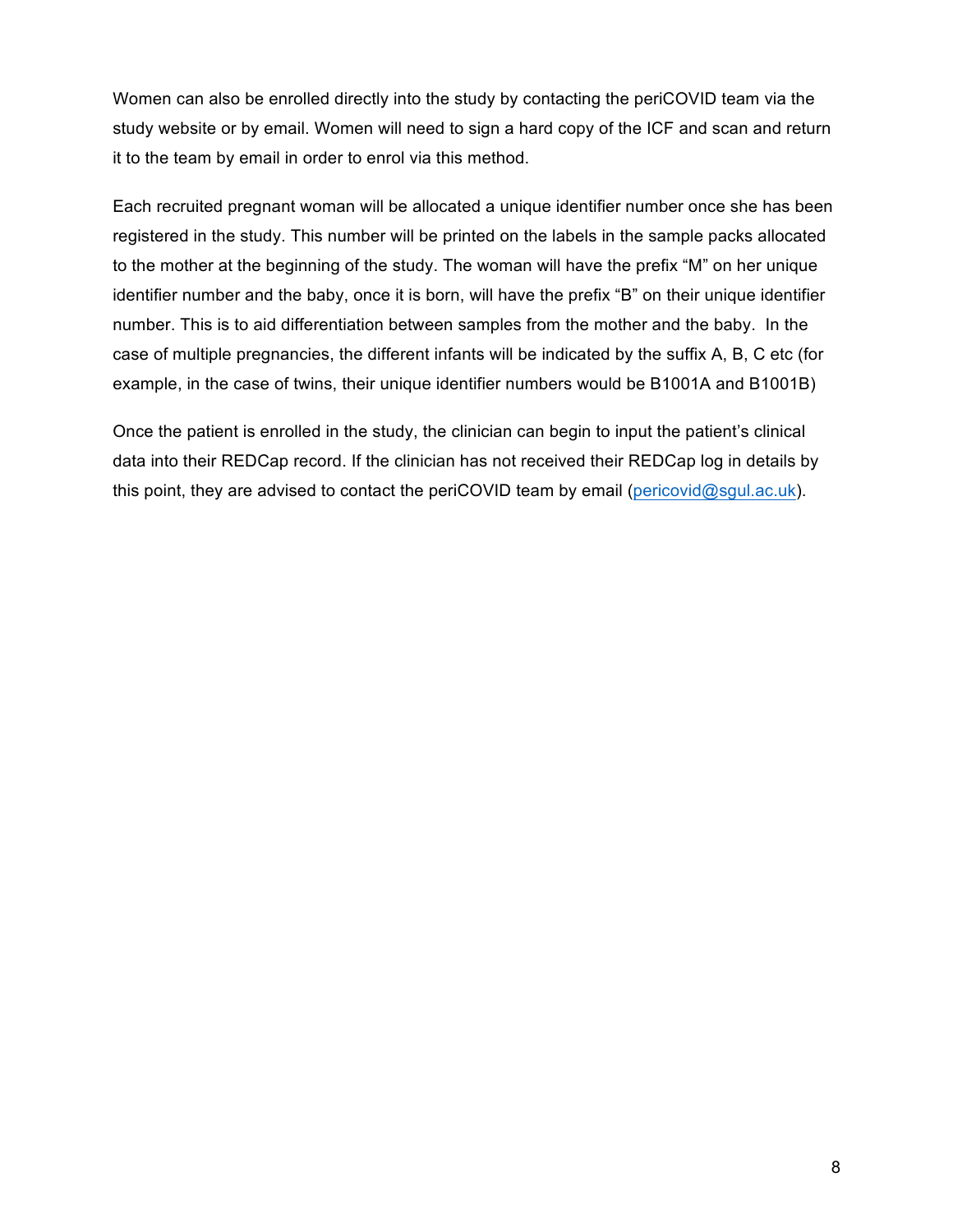Women can also be enrolled directly into the study by contacting the periCOVID team via the study website or by email. Women will need to sign a hard copy of the ICF and scan and return it to the team by email in order to enrol via this method.

Each recruited pregnant woman will be allocated a unique identifier number once she has been registered in the study. This number will be printed on the labels in the sample packs allocated to the mother at the beginning of the study. The woman will have the prefix "M" on her unique identifier number and the baby, once it is born, will have the prefix "B" on their unique identifier number. This is to aid differentiation between samples from the mother and the baby. In the case of multiple pregnancies, the different infants will be indicated by the suffix A, B, C etc (for example, in the case of twins, their unique identifier numbers would be B1001A and B1001B)

Once the patient is enrolled in the study, the clinician can begin to input the patient's clinical data into their REDCap record. If the clinician has not received their REDCap log in details by this point, they are advised to contact the periCOVID team by email (pericovid@sgul.ac.uk).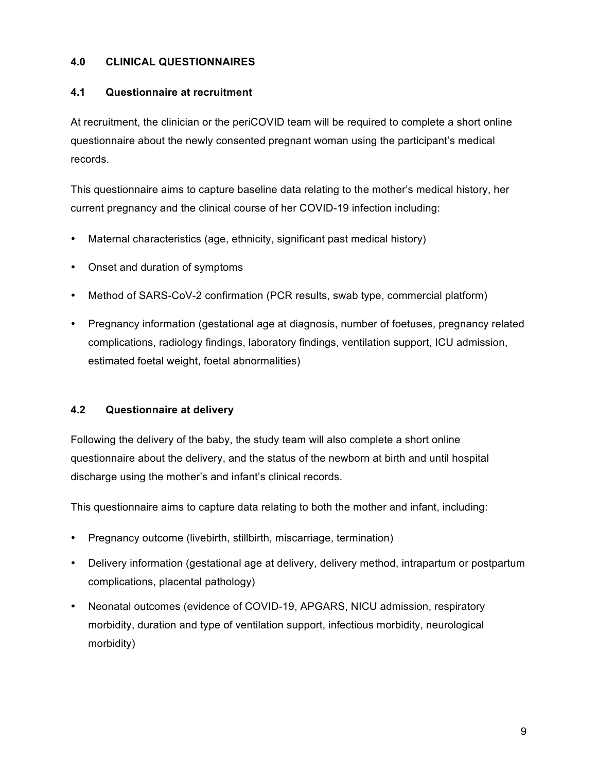## 4.0 CLINICAL QUESTIONNAIRES

### 4.1 Questionnaire at recruitment

At recruitment, the clinician or the periCOVID team will be required to complete a short online questionnaire about the newly consented pregnant woman using the participant's medical records.

This questionnaire aims to capture baseline data relating to the mother's medical history, her current pregnancy and the clinical course of her COVID-19 infection including:

- Maternal characteristics (age, ethnicity, significant past medical history)
- Onset and duration of symptoms
- Method of SARS-CoV-2 confirmation (PCR results, swab type, commercial platform)
- Pregnancy information (gestational age at diagnosis, number of foetuses, pregnancy related complications, radiology findings, laboratory findings, ventilation support, ICU admission, estimated foetal weight, foetal abnormalities)

### 4.2 Questionnaire at delivery

Following the delivery of the baby, the study team will also complete a short online questionnaire about the delivery, and the status of the newborn at birth and until hospital discharge using the mother's and infant's clinical records.

This questionnaire aims to capture data relating to both the mother and infant, including:

- Pregnancy outcome (livebirth, stillbirth, miscarriage, termination)
- Delivery information (gestational age at delivery, delivery method, intrapartum or postpartum complications, placental pathology)
- Neonatal outcomes (evidence of COVID-19, APGARS, NICU admission, respiratory morbidity, duration and type of ventilation support, infectious morbidity, neurological morbidity)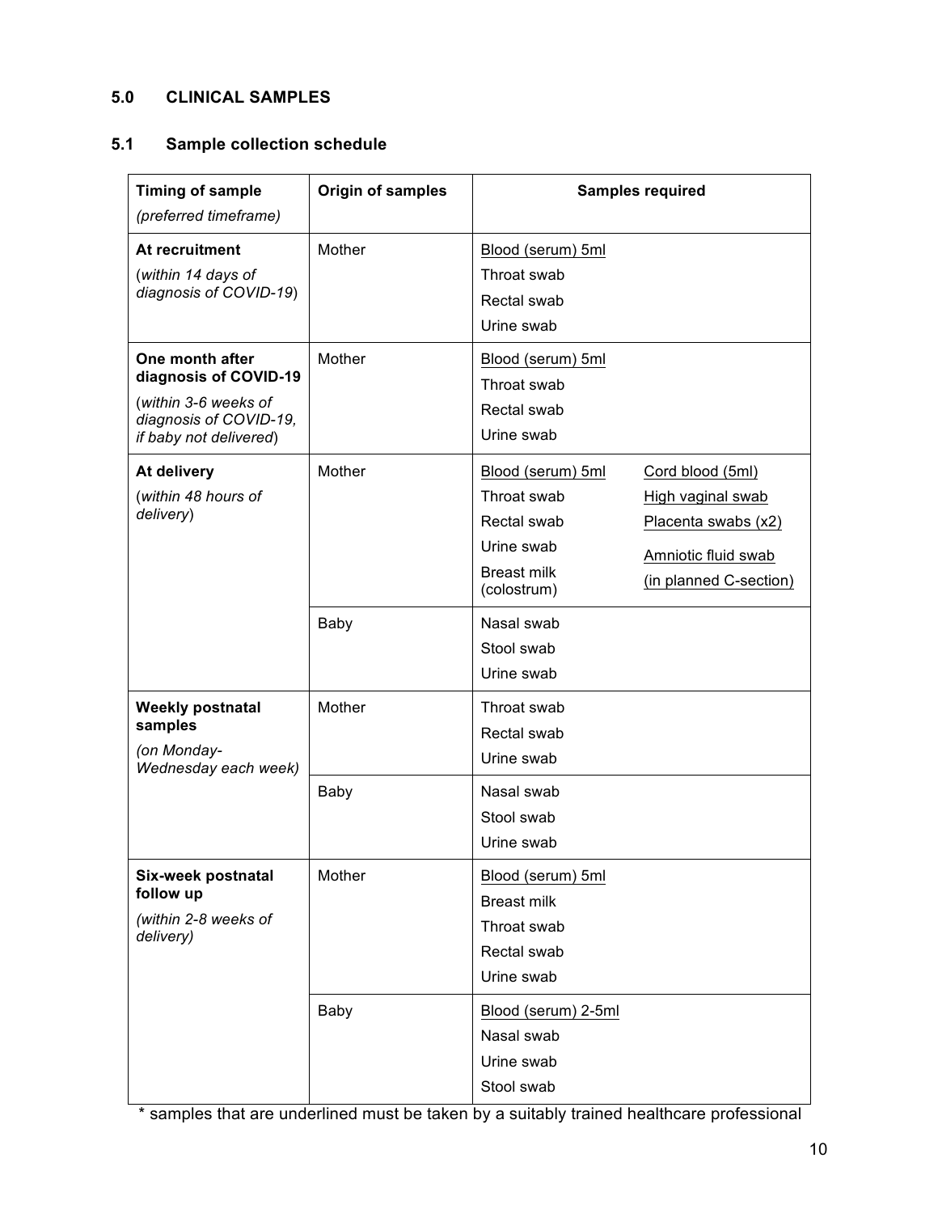## 5.0 CLINICAL SAMPLES

### 5.1 Sample collection schedule

| Timing of sample *(preferred timeframe)* | Origin of samples | Samples required | |
|---|---|---|---|
| **At recruitment** (*within 14 days of diagnosis of COVID-19*) | Mother | <u>Blood (serum) 5ml</u><br>Throat swab<br>Rectal swab<br>Urine swab | |
| **One month after diagnosis of COVID-19** (*within 3-6 weeks of diagnosis of COVID-19, if baby not delivered*) | Mother | <u>Blood (serum) 5ml</u><br>Throat swab<br>Rectal swab<br>Urine swab | |
| **At delivery** (*within 48 hours of delivery*) | Mother | <u>Blood (serum) 5ml</u><br>Throat swab<br>Rectal swab<br>Urine swab<br>Breast milk (colostrum) | <u>Cord blood (5ml)</u><br><u>High vaginal swab</u><br><u>Placenta swabs (x2)</u><br><u>Amniotic fluid swab</u><br><u>(in planned C-section)</u> |
| | Baby | Nasal swab<br>Stool swab<br>Urine swab | |
| **Weekly postnatal samples** *(on Monday-Wednesday each week)* | Mother | Throat swab<br>Rectal swab<br>Urine swab | |
| | Baby | Nasal swab<br>Stool swab<br>Urine swab | |
| **Six-week postnatal follow up** *(within 2-8 weeks of delivery)* | Mother | <u>Blood (serum) 5ml</u><br>Breast milk<br>Throat swab<br>Rectal swab<br>Urine swab | |
| | Baby | <u>Blood (serum) 2-5ml</u><br>Nasal swab<br>Urine swab<br>Stool swab | |

* samples that are underlined must be taken by a suitably trained healthcare professional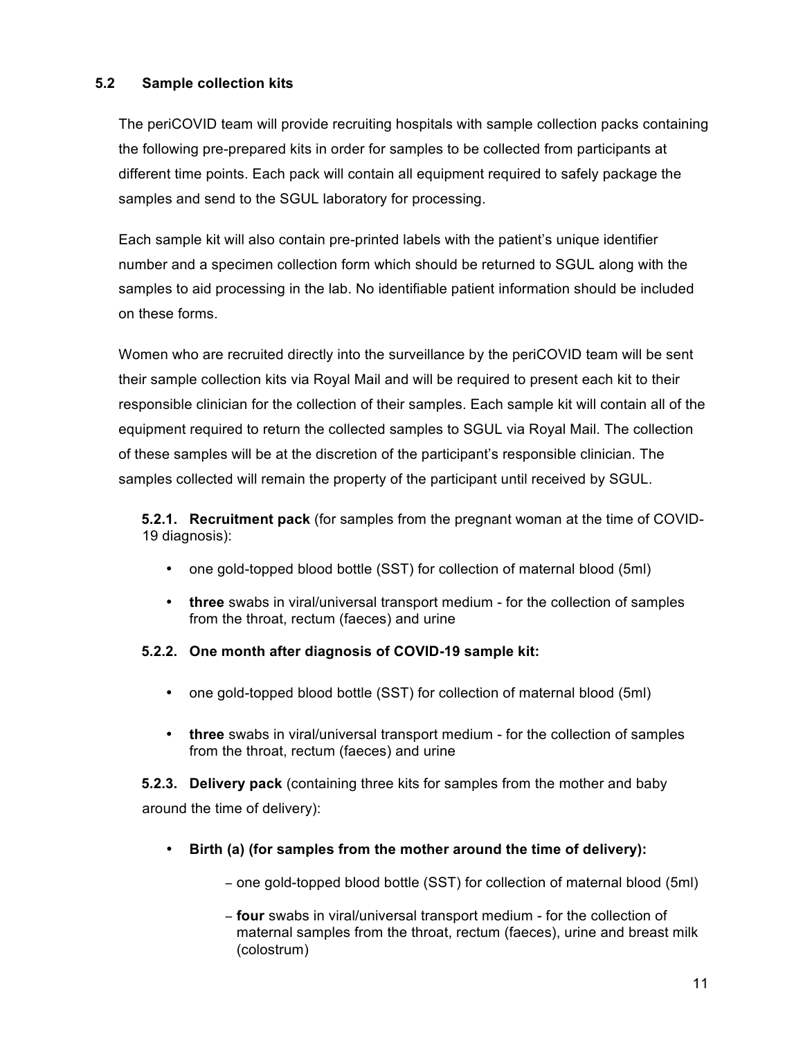### 5.2 Sample collection kits

The periCOVID team will provide recruiting hospitals with sample collection packs containing the following pre-prepared kits in order for samples to be collected from participants at different time points. Each pack will contain all equipment required to safely package the samples and send to the SGUL laboratory for processing.

Each sample kit will also contain pre-printed labels with the patient's unique identifier number and a specimen collection form which should be returned to SGUL along with the samples to aid processing in the lab. No identifiable patient information should be included on these forms.

Women who are recruited directly into the surveillance by the periCOVID team will be sent their sample collection kits via Royal Mail and will be required to present each kit to their responsible clinician for the collection of their samples. Each sample kit will contain all of the equipment required to return the collected samples to SGUL via Royal Mail. The collection of these samples will be at the discretion of the participant's responsible clinician. The samples collected will remain the property of the participant until received by SGUL.

**5.2.1. Recruitment pack** (for samples from the pregnant woman at the time of COVID-19 diagnosis):

- one gold-topped blood bottle (SST) for collection of maternal blood (5ml)
- **three** swabs in viral/universal transport medium - for the collection of samples from the throat, rectum (faeces) and urine

**5.2.2. One month after diagnosis of COVID-19 sample kit:**

- one gold-topped blood bottle (SST) for collection of maternal blood (5ml)
- **three** swabs in viral/universal transport medium - for the collection of samples from the throat, rectum (faeces) and urine

**5.2.3. Delivery pack** (containing three kits for samples from the mother and baby around the time of delivery):

- **Birth (a) (for samples from the mother around the time of delivery):**
  - one gold-topped blood bottle (SST) for collection of maternal blood (5ml)
  - **four** swabs in viral/universal transport medium - for the collection of maternal samples from the throat, rectum (faeces), urine and breast milk (colostrum)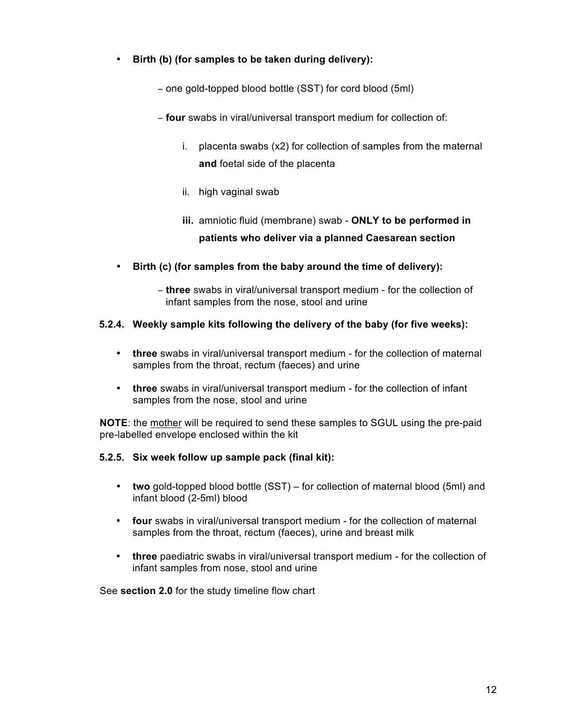- **Birth (b) (for samples to be taken during delivery):**

  - one gold-topped blood bottle (SST) for cord blood (5ml)

  - **four** swabs in viral/universal transport medium for collection of:

    i. placenta swabs (x2) for collection of samples from the maternal **and** foetal side of the placenta

    ii. high vaginal swab

    **iii.** amniotic fluid (membrane) swab - **ONLY to be performed in patients who deliver via a planned Caesarean section**

- **Birth (c) (for samples from the baby around the time of delivery):**

  - **three** swabs in viral/universal transport medium - for the collection of infant samples from the nose, stool and urine

#### 5.2.4. Weekly sample kits following the delivery of the baby (for five weeks):

- **three** swabs in viral/universal transport medium - for the collection of maternal samples from the throat, rectum (faeces) and urine
- **three** swabs in viral/universal transport medium - for the collection of infant samples from the nose, stool and urine

**NOTE**: the <u>mother</u> will be required to send these samples to SGUL using the pre-paid pre-labelled envelope enclosed within the kit

#### 5.2.5. Six week follow up sample pack (final kit):

- **two** gold-topped blood bottle (SST) – for collection of maternal blood (5ml) and infant blood (2-5ml) blood
- **four** swabs in viral/universal transport medium - for the collection of maternal samples from the throat, rectum (faeces), urine and breast milk
- **three** paediatric swabs in viral/universal transport medium - for the collection of infant samples from nose, stool and urine

See **section 2.0** for the study timeline flow chart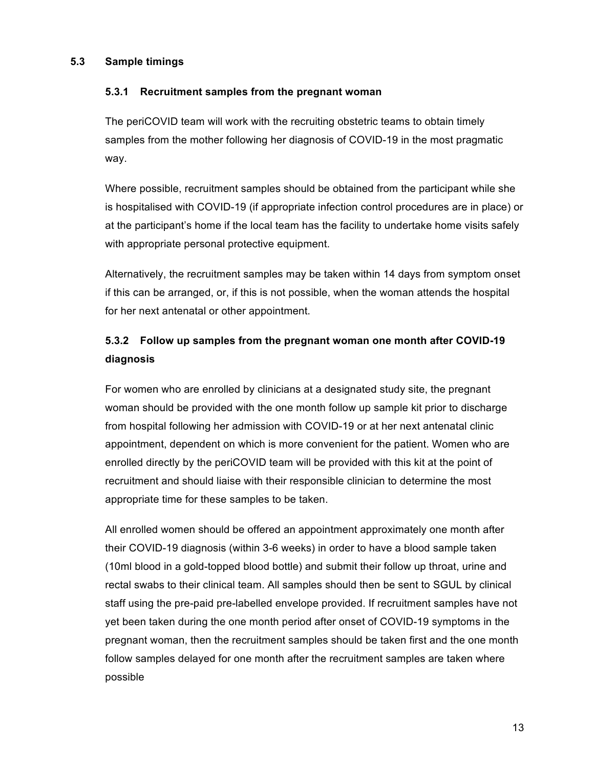### 5.3 Sample timings

#### 5.3.1 Recruitment samples from the pregnant woman

The periCOVID team will work with the recruiting obstetric teams to obtain timely samples from the mother following her diagnosis of COVID-19 in the most pragmatic way.

Where possible, recruitment samples should be obtained from the participant while she is hospitalised with COVID-19 (if appropriate infection control procedures are in place) or at the participant's home if the local team has the facility to undertake home visits safely with appropriate personal protective equipment.

Alternatively, the recruitment samples may be taken within 14 days from symptom onset if this can be arranged, or, if this is not possible, when the woman attends the hospital for her next antenatal or other appointment.

#### 5.3.2 Follow up samples from the pregnant woman one month after COVID-19 diagnosis

For women who are enrolled by clinicians at a designated study site, the pregnant woman should be provided with the one month follow up sample kit prior to discharge from hospital following her admission with COVID-19 or at her next antenatal clinic appointment, dependent on which is more convenient for the patient. Women who are enrolled directly by the periCOVID team will be provided with this kit at the point of recruitment and should liaise with their responsible clinician to determine the most appropriate time for these samples to be taken.

All enrolled women should be offered an appointment approximately one month after their COVID-19 diagnosis (within 3-6 weeks) in order to have a blood sample taken (10ml blood in a gold-topped blood bottle) and submit their follow up throat, urine and rectal swabs to their clinical team. All samples should then be sent to SGUL by clinical staff using the pre-paid pre-labelled envelope provided. If recruitment samples have not yet been taken during the one month period after onset of COVID-19 symptoms in the pregnant woman, then the recruitment samples should be taken first and the one month follow samples delayed for one month after the recruitment samples are taken where possible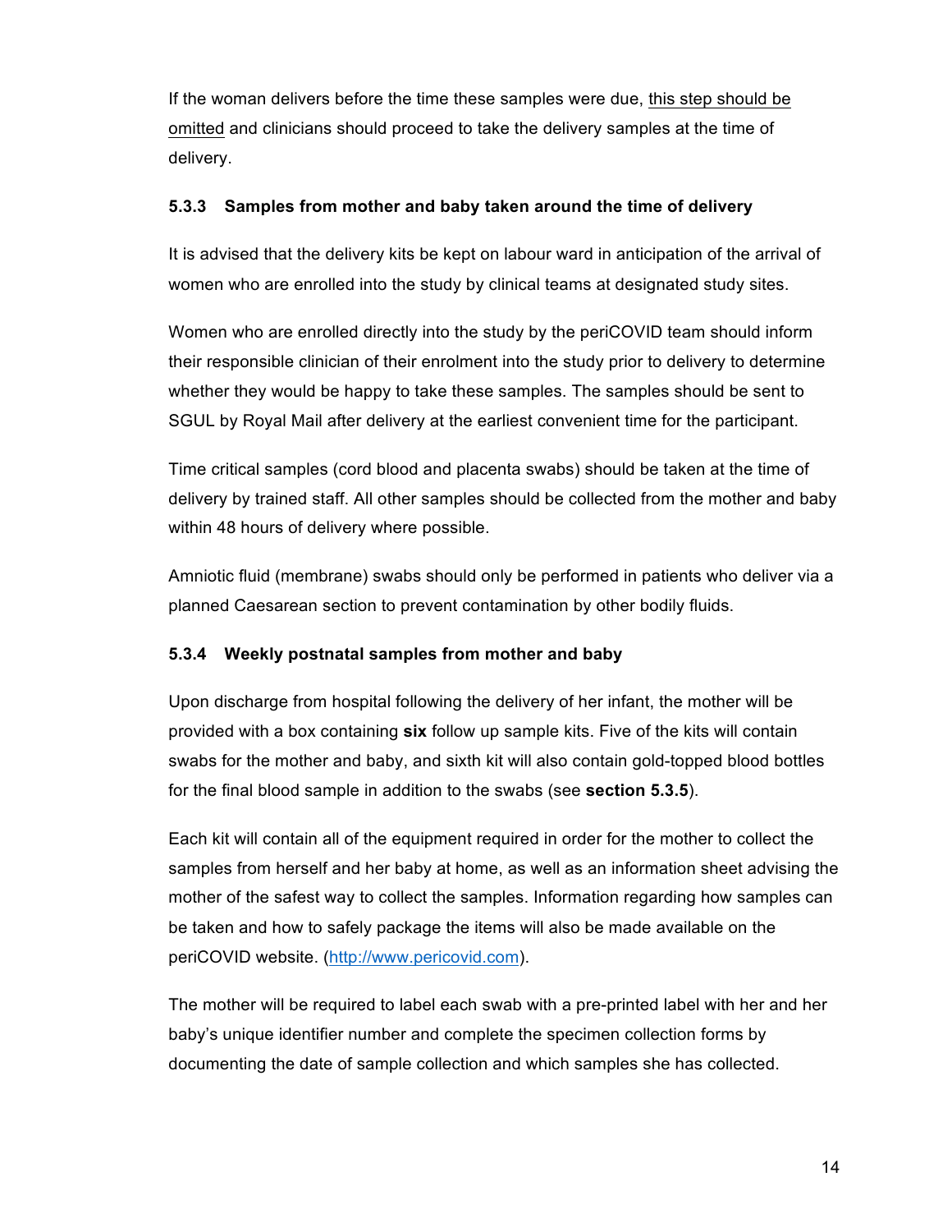If the woman delivers before the time these samples were due, <u>this step should be omitted</u> and clinicians should proceed to take the delivery samples at the time of delivery.

### 5.3.3 Samples from mother and baby taken around the time of delivery

It is advised that the delivery kits be kept on labour ward in anticipation of the arrival of women who are enrolled into the study by clinical teams at designated study sites.

Women who are enrolled directly into the study by the periCOVID team should inform their responsible clinician of their enrolment into the study prior to delivery to determine whether they would be happy to take these samples. The samples should be sent to SGUL by Royal Mail after delivery at the earliest convenient time for the participant.

Time critical samples (cord blood and placenta swabs) should be taken at the time of delivery by trained staff. All other samples should be collected from the mother and baby within 48 hours of delivery where possible.

Amniotic fluid (membrane) swabs should only be performed in patients who deliver via a planned Caesarean section to prevent contamination by other bodily fluids.

### 5.3.4 Weekly postnatal samples from mother and baby

Upon discharge from hospital following the delivery of her infant, the mother will be provided with a box containing **six** follow up sample kits. Five of the kits will contain swabs for the mother and baby, and sixth kit will also contain gold-topped blood bottles for the final blood sample in addition to the swabs (see **section 5.3.5**).

Each kit will contain all of the equipment required in order for the mother to collect the samples from herself and her baby at home, as well as an information sheet advising the mother of the safest way to collect the samples. Information regarding how samples can be taken and how to safely package the items will also be made available on the periCOVID website. (http://www.pericovid.com).

The mother will be required to label each swab with a pre-printed label with her and her baby's unique identifier number and complete the specimen collection forms by documenting the date of sample collection and which samples she has collected.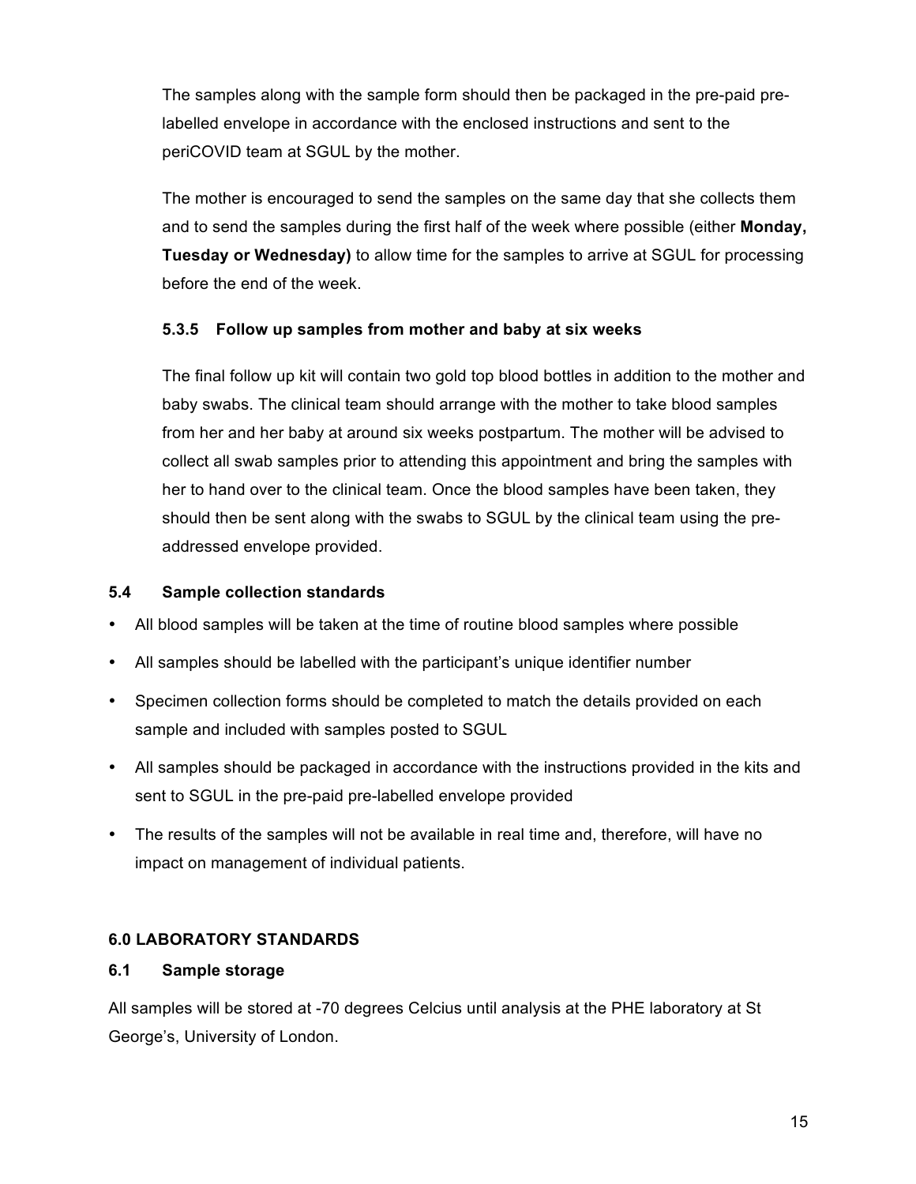The samples along with the sample form should then be packaged in the pre-paid pre-labelled envelope in accordance with the enclosed instructions and sent to the periCOVID team at SGUL by the mother.

The mother is encouraged to send the samples on the same day that she collects them and to send the samples during the first half of the week where possible (either **Monday, Tuesday or Wednesday)** to allow time for the samples to arrive at SGUL for processing before the end of the week.

#### 5.3.5 Follow up samples from mother and baby at six weeks

The final follow up kit will contain two gold top blood bottles in addition to the mother and baby swabs. The clinical team should arrange with the mother to take blood samples from her and her baby at around six weeks postpartum. The mother will be advised to collect all swab samples prior to attending this appointment and bring the samples with her to hand over to the clinical team. Once the blood samples have been taken, they should then be sent along with the swabs to SGUL by the clinical team using the pre-addressed envelope provided.

### 5.4 Sample collection standards

- All blood samples will be taken at the time of routine blood samples where possible
- All samples should be labelled with the participant's unique identifier number
- Specimen collection forms should be completed to match the details provided on each sample and included with samples posted to SGUL
- All samples should be packaged in accordance with the instructions provided in the kits and sent to SGUL in the pre-paid pre-labelled envelope provided
- The results of the samples will not be available in real time and, therefore, will have no impact on management of individual patients.

## 6.0 LABORATORY STANDARDS

### 6.1 Sample storage

All samples will be stored at -70 degrees Celcius until analysis at the PHE laboratory at St George's, University of London.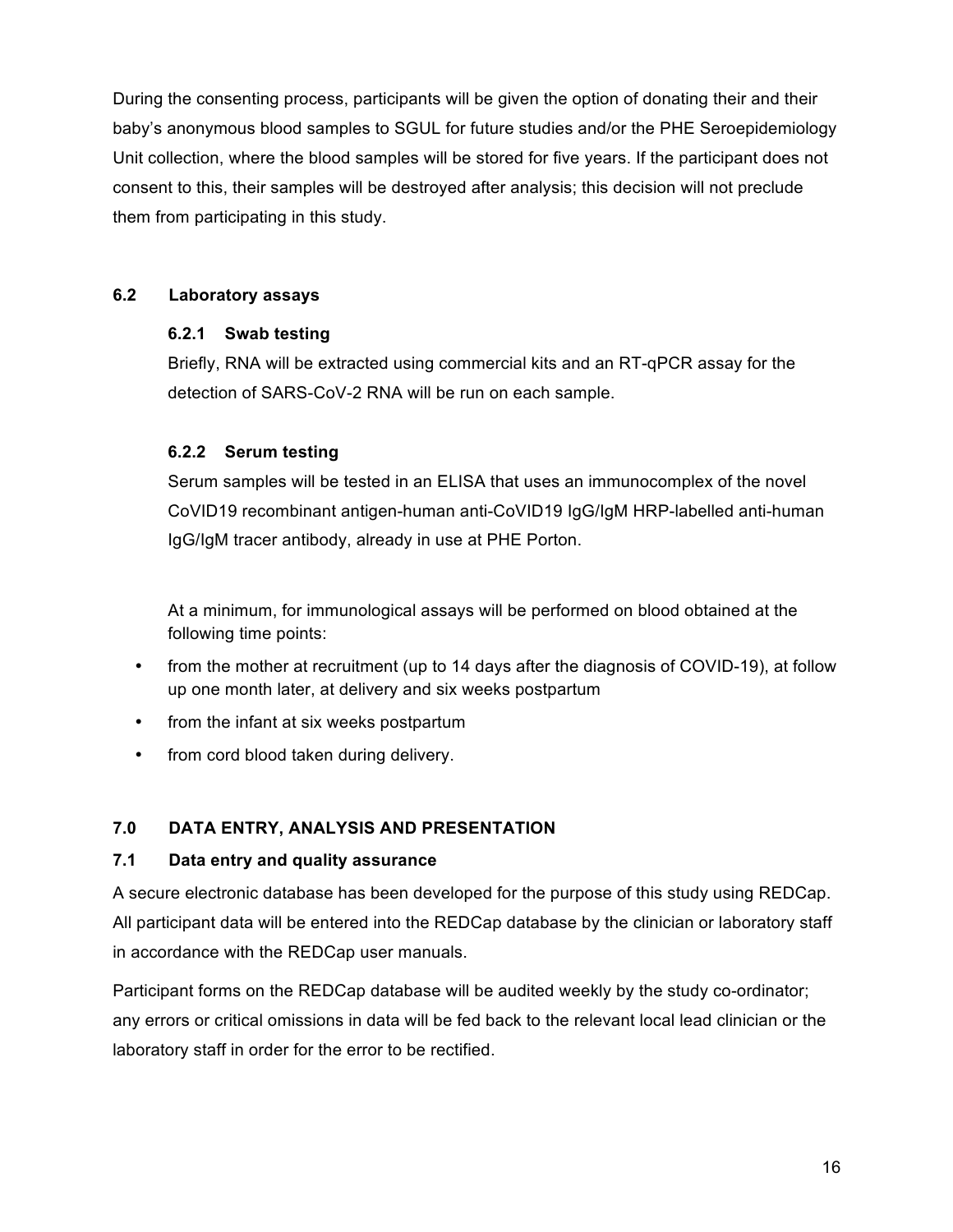During the consenting process, participants will be given the option of donating their and their baby's anonymous blood samples to SGUL for future studies and/or the PHE Seroepidemiology Unit collection, where the blood samples will be stored for five years. If the participant does not consent to this, their samples will be destroyed after analysis; this decision will not preclude them from participating in this study.

## 6.2 Laboratory assays

### 6.2.1 Swab testing

Briefly, RNA will be extracted using commercial kits and an RT-qPCR assay for the detection of SARS-CoV-2 RNA will be run on each sample.

### 6.2.2 Serum testing

Serum samples will be tested in an ELISA that uses an immunocomplex of the novel CoVID19 recombinant antigen-human anti-CoVID19 IgG/IgM HRP-labelled anti-human IgG/IgM tracer antibody, already in use at PHE Porton.

At a minimum, for immunological assays will be performed on blood obtained at the following time points:

- from the mother at recruitment (up to 14 days after the diagnosis of COVID-19), at follow up one month later, at delivery and six weeks postpartum
- from the infant at six weeks postpartum
- from cord blood taken during delivery.

# 7.0 DATA ENTRY, ANALYSIS AND PRESENTATION

## 7.1 Data entry and quality assurance

A secure electronic database has been developed for the purpose of this study using REDCap. All participant data will be entered into the REDCap database by the clinician or laboratory staff in accordance with the REDCap user manuals.

Participant forms on the REDCap database will be audited weekly by the study co-ordinator; any errors or critical omissions in data will be fed back to the relevant local lead clinician or the laboratory staff in order for the error to be rectified.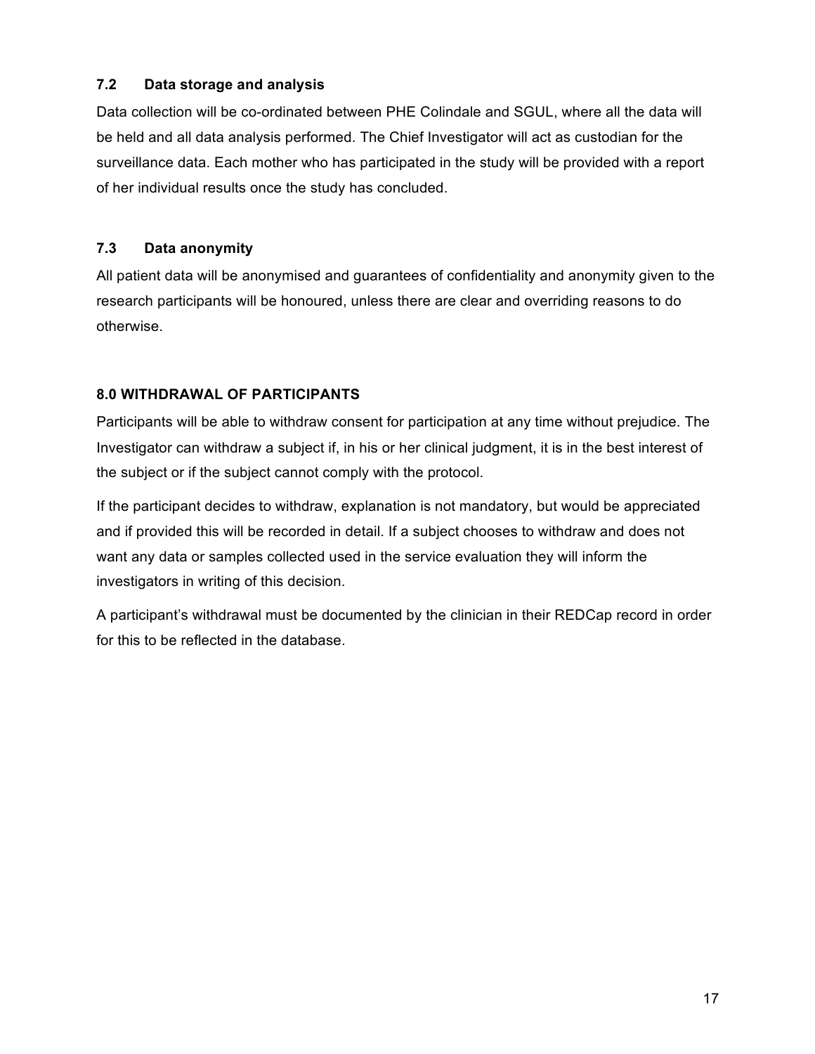### 7.2 Data storage and analysis

Data collection will be co-ordinated between PHE Colindale and SGUL, where all the data will be held and all data analysis performed. The Chief Investigator will act as custodian for the surveillance data. Each mother who has participated in the study will be provided with a report of her individual results once the study has concluded.

### 7.3 Data anonymity

All patient data will be anonymised and guarantees of confidentiality and anonymity given to the research participants will be honoured, unless there are clear and overriding reasons to do otherwise.

## 8.0 WITHDRAWAL OF PARTICIPANTS

Participants will be able to withdraw consent for participation at any time without prejudice. The Investigator can withdraw a subject if, in his or her clinical judgment, it is in the best interest of the subject or if the subject cannot comply with the protocol.

If the participant decides to withdraw, explanation is not mandatory, but would be appreciated and if provided this will be recorded in detail. If a subject chooses to withdraw and does not want any data or samples collected used in the service evaluation they will inform the investigators in writing of this decision.

A participant's withdrawal must be documented by the clinician in their REDCap record in order for this to be reflected in the database.